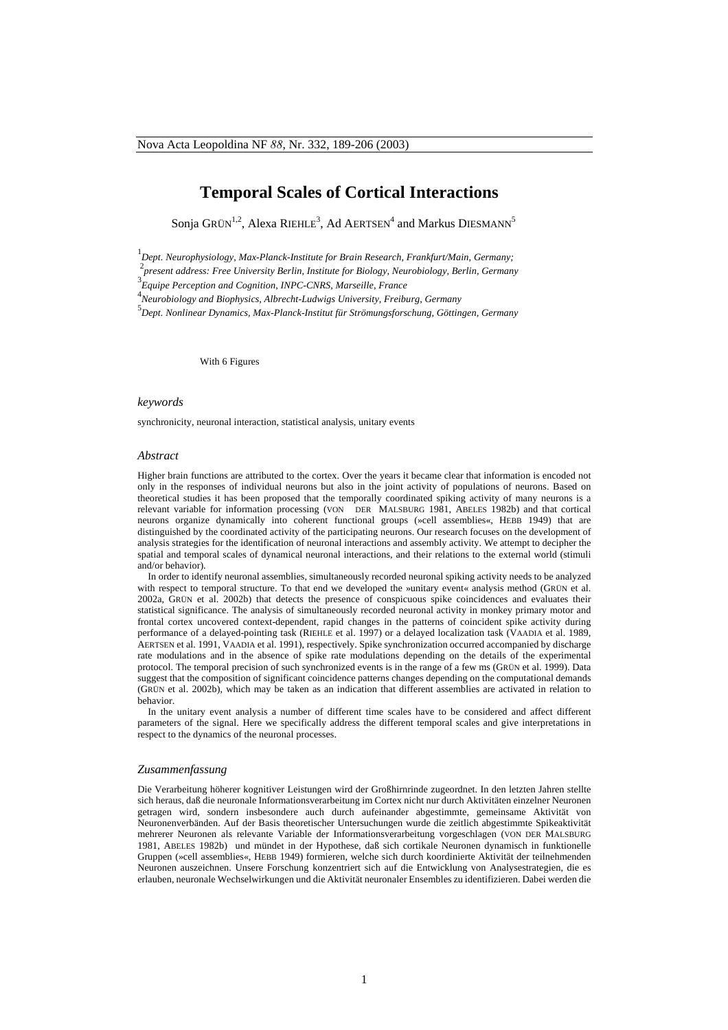# Temporal Scales of Cortical Interactions

Sonja GRÜN[1,2], Alexa RIEHLE[3], Ad AERTSEN[4] and Markus DIESMANN[5]

[1] *Dept. Neurophysiology, Max-Planck-Institute for Brain Research, Frankfurt/Main, Germany;*
[2] *present address: Free University Berlin, Institute for Biology, Neurobiology, Berlin, Germany*
[3] *Equipe Perception and Cognition, INPC-CNRS, Marseille, France*
[4] *Neurobiology and Biophysics, Albrecht-Ludwigs University, Freiburg, Germany*
[5] *Dept. Nonlinear Dynamics, Max-Planck-Institut für Strömungsforschung, Göttingen, Germany*

With 6 Figures

### *keywords*

synchronicity, neuronal interaction, statistical analysis, unitary events

### *Abstract*

Higher brain functions are attributed to the cortex. Over the years it became clear that information is encoded not only in the responses of individual neurons but also in the joint activity of populations of neurons. Based on theoretical studies it has been proposed that the temporally coordinated spiking activity of many neurons is a relevant variable for information processing (VON DER MALSBURG 1981, ABELES 1982b) and that cortical neurons organize dynamically into coherent functional groups (»cell assemblies«, HEBB 1949) that are distinguished by the coordinated activity of the participating neurons. Our research focuses on the development of analysis strategies for the identification of neuronal interactions and assembly activity. We attempt to decipher the spatial and temporal scales of dynamical neuronal interactions, and their relations to the external world (stimuli and/or behavior).

In order to identify neuronal assemblies, simultaneously recorded neuronal spiking activity needs to be analyzed with respect to temporal structure. To that end we developed the »unitary event« analysis method (GRÜN et al. 2002a, GRÜN et al. 2002b) that detects the presence of conspicuous spike coincidences and evaluates their statistical significance. The analysis of simultaneously recorded neuronal activity in monkey primary motor and frontal cortex uncovered context-dependent, rapid changes in the patterns of coincident spike activity during performance of a delayed-pointing task (RIEHLE et al. 1997) or a delayed localization task (VAADIA et al. 1989, AERTSEN et al. 1991, VAADIA et al. 1991), respectively. Spike synchronization occurred accompanied by discharge rate modulations and in the absence of spike rate modulations depending on the details of the experimental protocol. The temporal precision of such synchronized events is in the range of a few ms (GRÜN et al. 1999). Data suggest that the composition of significant coincidence patterns changes depending on the computational demands (GRÜN et al. 2002b), which may be taken as an indication that different assemblies are activated in relation to behavior.

In the unitary event analysis a number of different time scales have to be considered and affect different parameters of the signal. Here we specifically address the different temporal scales and give interpretations in respect to the dynamics of the neuronal processes.

### *Zusammenfassung*

Die Verarbeitung höherer kognitiver Leistungen wird der Großhirnrinde zugeordnet. In den letzten Jahren stellte sich heraus, daß die neuronale Informationsverarbeitung im Cortex nicht nur durch Aktivitäten einzelner Neuronen getragen wird, sondern insbesondere auch durch aufeinander abgestimmte, gemeinsame Aktivität von Neuronenverbänden. Auf der Basis theoretischer Untersuchungen wurde die zeitlich abgestimmte Spikeaktivität mehrerer Neuronen als relevante Variable der Informationsverarbeitung vorgeschlagen (VON DER MALSBURG 1981, ABELES 1982b) und mündet in der Hypothese, daß sich cortikale Neuronen dynamisch in funktionelle Gruppen (»cell assemblies«, HEBB 1949) formieren, welche sich durch koordinierte Aktivität der teilnehmenden Neuronen auszeichnen. Unsere Forschung konzentriert sich auf die Entwicklung von Analysestrategien, die es erlauben, neuronale Wechselwirkungen und die Aktivität neuronaler Ensembles zu identifizieren. Dabei werden die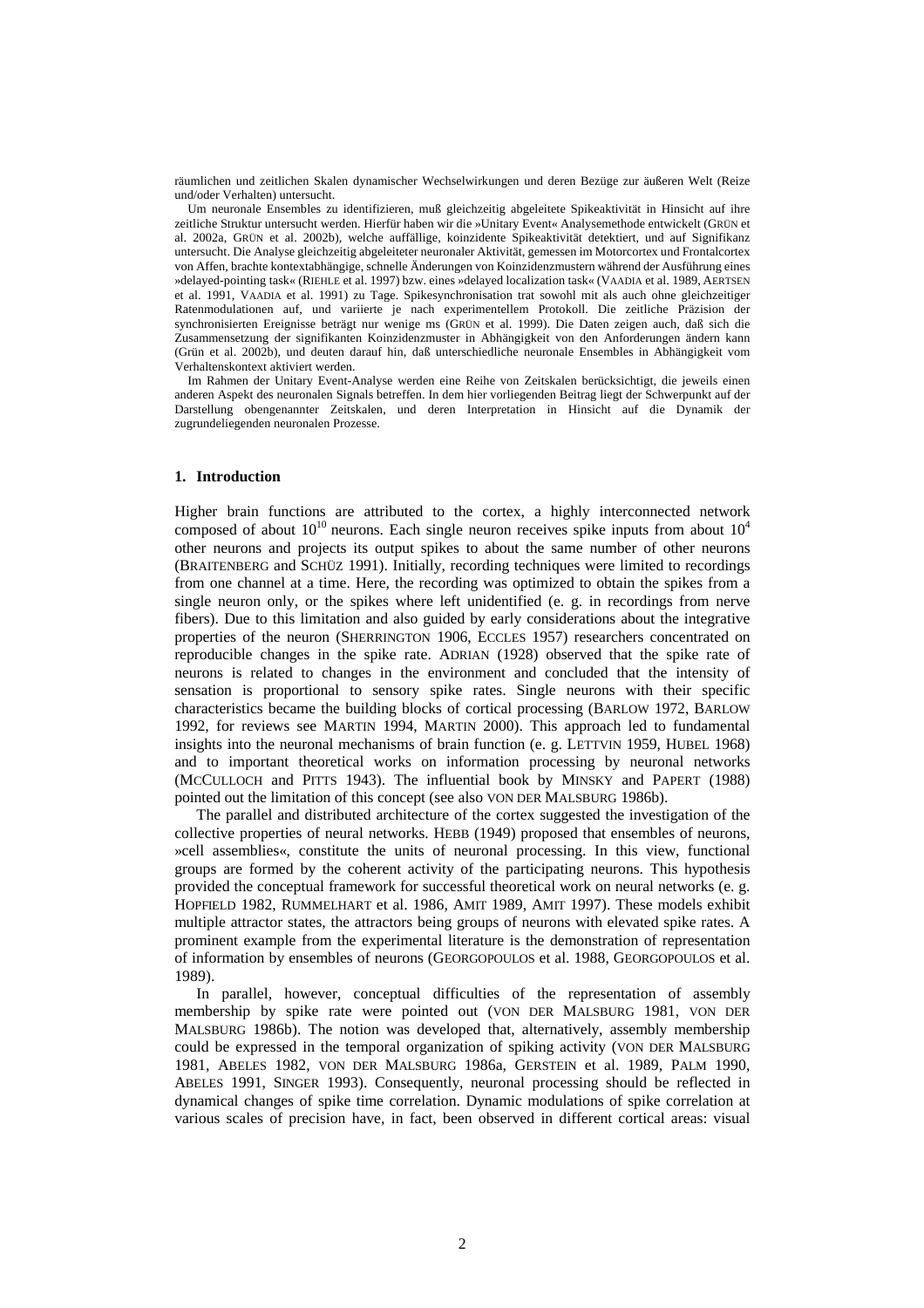räumlichen und zeitlichen Skalen dynamischer Wechselwirkungen und deren Bezüge zur äußeren Welt (Reize und/oder Verhalten) untersucht.

Um neuronale Ensembles zu identifizieren, muß gleichzeitig abgeleitete Spikeaktivität in Hinsicht auf ihre zeitliche Struktur untersucht werden. Hierfür haben wir die »Unitary Event« Analysemethode entwickelt (GRÜN et al. 2002a, GRÜN et al. 2002b), welche auffällige, koinzidente Spikeaktivität detektiert, und auf Signifikanz untersucht. Die Analyse gleichzeitig abgeleiteter neuronaler Aktivität, gemessen im Motorcortex und Frontalcortex von Affen, brachte kontextabhängige, schnelle Änderungen von Koinzidenzmustern während der Ausführung eines »delayed-pointing task« (RIEHLE et al. 1997) bzw. eines »delayed localization task« (VAADIA et al. 1989, AERTSEN et al. 1991, VAADIA et al. 1991) zu Tage. Spikesynchronisation trat sowohl mit als auch ohne gleichzeitiger Ratenmodulationen auf, und variierte je nach experimentellem Protokoll. Die zeitliche Präzision der synchronisierten Ereignisse beträgt nur wenige ms (GRÜN et al. 1999). Die Daten zeigen auch, daß sich die Zusammensetzung der signifikanten Koinzidenzmuster in Abhängigkeit von den Anforderungen ändern kann (Grün et al. 2002b), und deuten darauf hin, daß unterschiedliche neuronale Ensembles in Abhängigkeit vom Verhaltenskontext aktiviert werden.

Im Rahmen der Unitary Event-Analyse werden eine Reihe von Zeitskalen berücksichtigt, die jeweils einen anderen Aspekt des neuronalen Signals betreffen. In dem hier vorliegenden Beitrag liegt der Schwerpunkt auf der Darstellung obengenannter Zeitskalen, und deren Interpretation in Hinsicht auf die Dynamik der zugrundeliegenden neuronalen Prozesse.

## 1. Introduction

Higher brain functions are attributed to the cortex, a highly interconnected network composed of about $10^{10}$ neurons. Each single neuron receives spike inputs from about $10^4$ other neurons and projects its output spikes to about the same number of other neurons (BRAITENBERG and SCHÜZ 1991). Initially, recording techniques were limited to recordings from one channel at a time. Here, the recording was optimized to obtain the spikes from a single neuron only, or the spikes where left unidentified (e. g. in recordings from nerve fibers). Due to this limitation and also guided by early considerations about the integrative properties of the neuron (SHERRINGTON 1906, ECCLES 1957) researchers concentrated on reproducible changes in the spike rate. ADRIAN (1928) observed that the spike rate of neurons is related to changes in the environment and concluded that the intensity of sensation is proportional to sensory spike rates. Single neurons with their specific characteristics became the building blocks of cortical processing (BARLOW 1972, BARLOW 1992, for reviews see MARTIN 1994, MARTIN 2000). This approach led to fundamental insights into the neuronal mechanisms of brain function (e. g. LETTVIN 1959, HUBEL 1968) and to important theoretical works on information processing by neuronal networks (MCCULLOCH and PITTS 1943). The influential book by MINSKY and PAPERT (1988) pointed out the limitation of this concept (see also VON DER MALSBURG 1986b).

The parallel and distributed architecture of the cortex suggested the investigation of the collective properties of neural networks. HEBB (1949) proposed that ensembles of neurons, »cell assemblies«, constitute the units of neuronal processing. In this view, functional groups are formed by the coherent activity of the participating neurons. This hypothesis provided the conceptual framework for successful theoretical work on neural networks (e. g. HOPFIELD 1982, RUMMELHART et al. 1986, AMIT 1989, AMIT 1997). These models exhibit multiple attractor states, the attractors being groups of neurons with elevated spike rates. A prominent example from the experimental literature is the demonstration of representation of information by ensembles of neurons (GEORGOPOULOS et al. 1988, GEORGOPOULOS et al. 1989).

In parallel, however, conceptual difficulties of the representation of assembly membership by spike rate were pointed out (VON DER MALSBURG 1981, VON DER MALSBURG 1986b). The notion was developed that, alternatively, assembly membership could be expressed in the temporal organization of spiking activity (VON DER MALSBURG 1981, ABELES 1982, VON DER MALSBURG 1986a, GERSTEIN et al. 1989, PALM 1990, ABELES 1991, SINGER 1993). Consequently, neuronal processing should be reflected in dynamical changes of spike time correlation. Dynamic modulations of spike correlation at various scales of precision have, in fact, been observed in different cortical areas: visual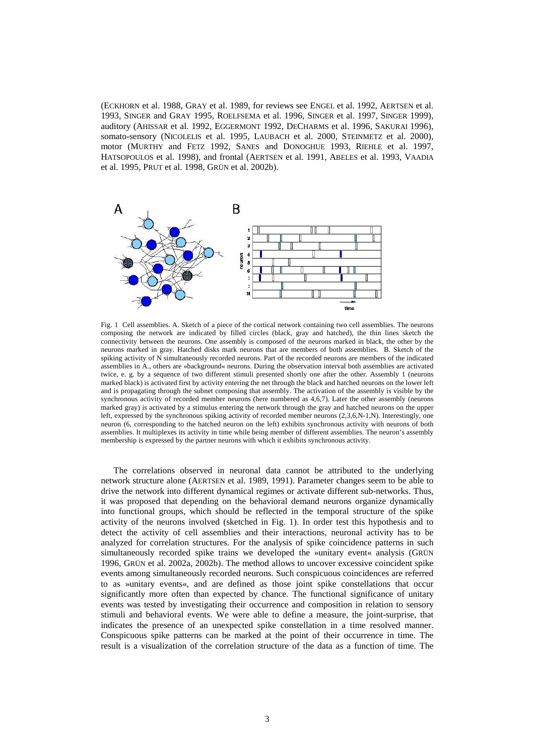(ECKHORN et al. 1988, GRAY et al. 1989, for reviews see ENGEL et al. 1992, AERTSEN et al. 1993, SINGER and GRAY 1995, ROELFSEMA et al. 1996, SINGER et al. 1997, SINGER 1999), auditory (AHISSAR et al. 1992, EGGERMONT 1992, DECHARMS et al. 1996, SAKURAI 1996), somato-sensory (NICOLELIS et al. 1995, LAUBACH et al. 2000, STEINMETZ et al. 2000), motor (MURTHY and FETZ 1992, SANES and DONOGHUE 1993, RIEHLE et al. 1997, HATSOPOULOS et al. 1998), and frontal (AERTSEN et al. 1991, ABELES et al. 1993, VAADIA et al. 1995, PRUT et al. 1998, GRÜN et al. 2002b).

Fig. 1 Cell assemblies. A. Sketch of a piece of the cortical network containing two cell assemblies. The neurons composing the network are indicated by filled circles (black, gray and hatched), the thin lines sketch the connectivity between the neurons. One assembly is composed of the neurons marked in black, the other by the neurons marked in gray. Hatched disks mark neurons that are members of both assemblies. B. Sketch of the spiking activity of N simultaneously recorded neurons. Part of the recorded neurons are members of the indicated assemblies in A., others are »background« neurons. During the observation interval both assemblies are activated twice, e. g. by a sequence of two different stimuli presented shortly one after the other. Assembly 1 (neurons marked black) is activated first by activity entering the net through the black and hatched neurons on the lower left and is propagating through the subnet composing that assembly. The activation of the assembly is visible by the synchronous activity of recorded member neurons (here numbered as 4,6,7). Later the other assembly (neurons marked gray) is activated by a stimulus entering the network through the gray and hatched neurons on the upper left, expressed by the synchronous spiking activity of recorded member neurons (2,3,6,N-1,N). Interestingly, one neuron (6, corresponding to the hatched neuron on the left) exhibits synchronous activity with neurons of both assemblies. It multiplexes its activity in time while being member of different assemblies. The neuron's assembly membership is expressed by the partner neurons with which it exhibits synchronous activity.

The correlations observed in neuronal data cannot be attributed to the underlying network structure alone (AERTSEN et al. 1989, 1991). Parameter changes seem to be able to drive the network into different dynamical regimes or activate different sub-networks. Thus, it was proposed that depending on the behavioral demand neurons organize dynamically into functional groups, which should be reflected in the temporal structure of the spike activity of the neurons involved (sketched in Fig. 1). In order test this hypothesis and to detect the activity of cell assemblies and their interactions, neuronal activity has to be analyzed for correlation structures. For the analysis of spike coincidence patterns in such simultaneously recorded spike trains we developed the »unitary event« analysis (GRÜN 1996, GRÜN et al. 2002a, 2002b). The method allows to uncover excessive coincident spike events among simultaneously recorded neurons. Such conspicuous coincidences are referred to as »unitary events«, and are defined as those joint spike constellations that occur significantly more often than expected by chance. The functional significance of unitary events was tested by investigating their occurrence and composition in relation to sensory stimuli and behavioral events. We were able to define a measure, the joint-surprise, that indicates the presence of an unexpected spike constellation in a time resolved manner. Conspicuous spike patterns can be marked at the point of their occurrence in time. The result is a visualization of the correlation structure of the data as a function of time. The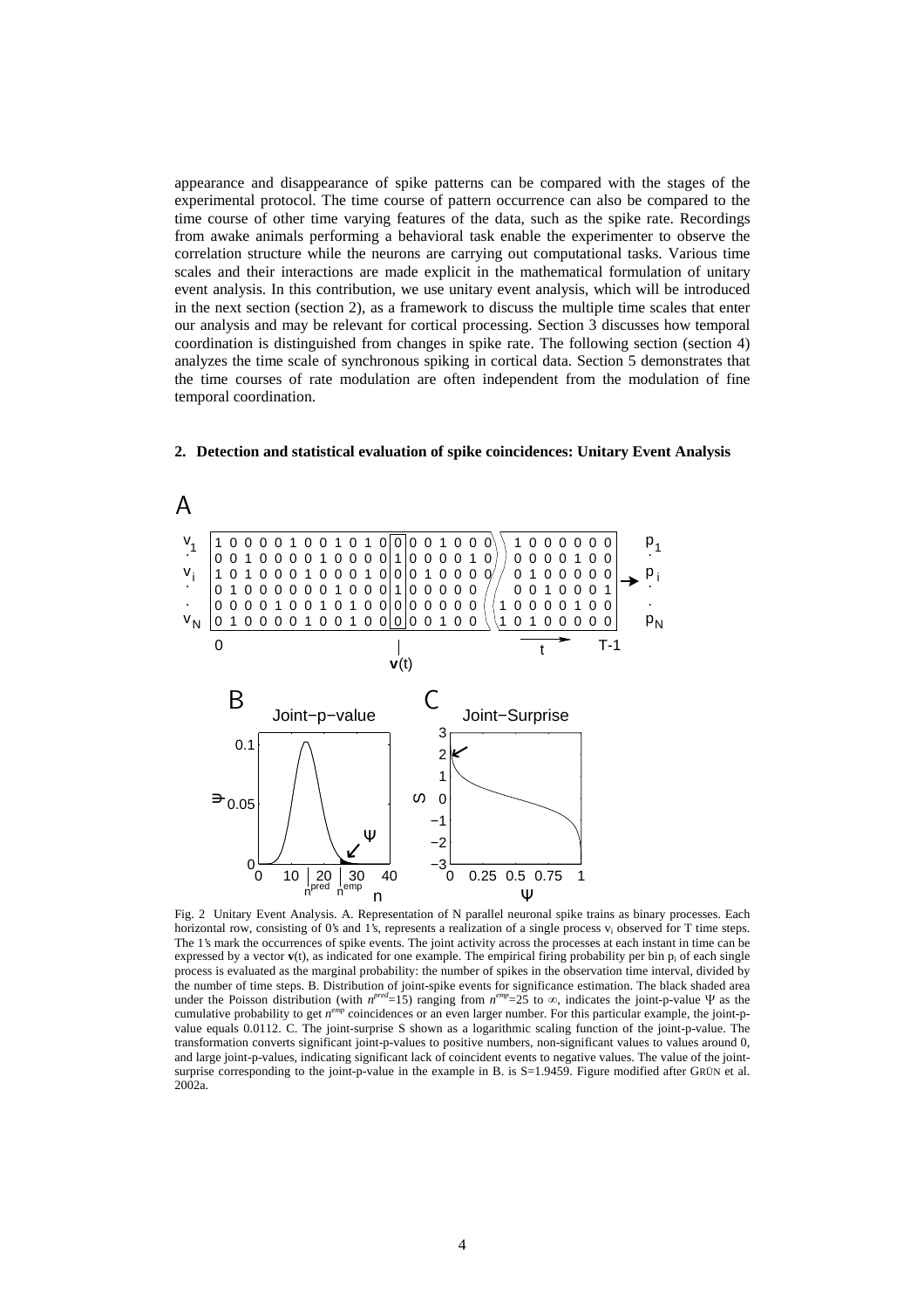appearance and disappearance of spike patterns can be compared with the stages of the experimental protocol. The time course of pattern occurrence can also be compared to the time course of other time varying features of the data, such as the spike rate. Recordings from awake animals performing a behavioral task enable the experimenter to observe the correlation structure while the neurons are carrying out computational tasks. Various time scales and their interactions are made explicit in the mathematical formulation of unitary event analysis. In this contribution, we use unitary event analysis, which will be introduced in the next section (section 2), as a framework to discuss the multiple time scales that enter our analysis and may be relevant for cortical processing. Section 3 discusses how temporal coordination is distinguished from changes in spike rate. The following section (section 4) analyzes the time scale of synchronous spiking in cortical data. Section 5 demonstrates that the time courses of rate modulation are often independent from the modulation of fine temporal coordination.

## 2. Detection and statistical evaluation of spike coincidences: Unitary Event Analysis

Fig. 2 Unitary Event Analysis. A. Representation of N parallel neuronal spike trains as binary processes. Each horizontal row, consisting of 0's and 1's, represents a realization of a single process $v_i$ observed for T time steps. The 1's mark the occurrences of spike events. The joint activity across the processes at each instant in time can be expressed by a vector $\mathbf{v}(t)$, as indicated for one example. The empirical firing probability per bin $p_i$ of each single process is evaluated as the marginal probability: the number of spikes in the observation time interval, divided by the number of time steps. B. Distribution of joint-spike events for significance estimation. The black shaded area under the Poisson distribution (with $n^{pred}$=15) ranging from $n^{emp}$=25 to $\infty$, indicates the joint-p-value $\Psi$ as the cumulative probability to get $n^{emp}$ coincidences or an even larger number. For this particular example, the joint-p-value equals 0.0112. C. The joint-surprise S shown as a logarithmic scaling function of the joint-p-value. The transformation converts significant joint-p-values to positive numbers, non-significant values to values around 0, and large joint-p-values, indicating significant lack of coincident events to negative values. The value of the joint-surprise corresponding to the joint-p-value in the example in B. is S=1.9459. Figure modified after GRÜN et al. 2002a.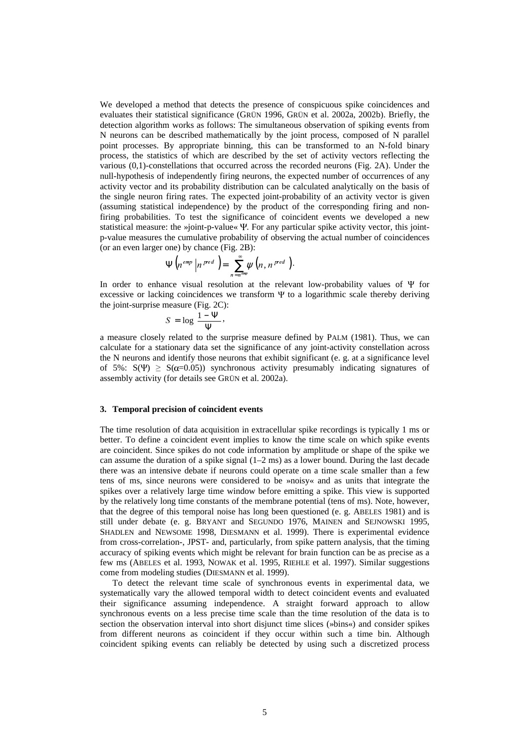We developed a method that detects the presence of conspicuous spike coincidences and evaluates their statistical significance (GRÜN 1996, GRÜN et al. 2002a, 2002b). Briefly, the detection algorithm works as follows: The simultaneous observation of spiking events from N neurons can be described mathematically by the joint process, composed of N parallel point processes. By appropriate binning, this can be transformed to an N-fold binary process, the statistics of which are described by the set of activity vectors reflecting the various (0,1)-constellations that occurred across the recorded neurons (Fig. 2A). Under the null-hypothesis of independently firing neurons, the expected number of occurrences of any activity vector and its probability distribution can be calculated analytically on the basis of the single neuron firing rates. The expected joint-probability of an activity vector is given (assuming statistical independence) by the product of the corresponding firing and non-firing probabilities. To test the significance of coincident events we developed a new statistical measure: the »joint-p-value« $\Psi$. For any particular spike activity vector, this joint-p-value measures the cumulative probability of observing the actual number of coincidences (or an even larger one) by chance (Fig. 2B):

$$\Psi\left(n^{emp} \,\middle|\, n^{pred}\right) = \sum_{n=n^{emp}}^{\infty} \psi\left(n, n^{pred}\right).$$

In order to enhance visual resolution at the relevant low-probability values of $\Psi$ for excessive or lacking coincidences we transform $\Psi$ to a logarithmic scale thereby deriving the joint-surprise measure (Fig. 2C):

$$S = \log \frac{1 - \Psi}{\Psi},$$

a measure closely related to the surprise measure defined by PALM (1981). Thus, we can calculate for a stationary data set the significance of any joint-activity constellation across the N neurons and identify those neurons that exhibit significant (e. g. at a significance level of 5%: $S(\Psi) \geq S(\alpha=0.05)$) synchronous activity presumably indicating signatures of assembly activity (for details see GRÜN et al. 2002a).

### 3. Temporal precision of coincident events

The time resolution of data acquisition in extracellular spike recordings is typically 1 ms or better. To define a coincident event implies to know the time scale on which spike events are coincident. Since spikes do not code information by amplitude or shape of the spike we can assume the duration of a spike signal (1–2 ms) as a lower bound. During the last decade there was an intensive debate if neurons could operate on a time scale smaller than a few tens of ms, since neurons were considered to be »noisy« and as units that integrate the spikes over a relatively large time window before emitting a spike. This view is supported by the relatively long time constants of the membrane potential (tens of ms). Note, however, that the degree of this temporal noise has long been questioned (e. g. ABELES 1981) and is still under debate (e. g. BRYANT and SEGUNDO 1976, MAINEN and SEJNOWSKI 1995, SHADLEN and NEWSOME 1998, DIESMANN et al. 1999). There is experimental evidence from cross-correlation-, JPST- and, particularly, from spike pattern analysis, that the timing accuracy of spiking events which might be relevant for brain function can be as precise as a few ms (ABELES et al. 1993, NOWAK et al. 1995, RIEHLE et al. 1997). Similar suggestions come from modeling studies (DIESMANN et al. 1999).

To detect the relevant time scale of synchronous events in experimental data, we systematically vary the allowed temporal width to detect coincident events and evaluated their significance assuming independence. A straight forward approach to allow synchronous events on a less precise time scale than the time resolution of the data is to section the observation interval into short disjunct time slices (»bins«) and consider spikes from different neurons as coincident if they occur within such a time bin. Although coincident spiking events can reliably be detected by using such a discretized process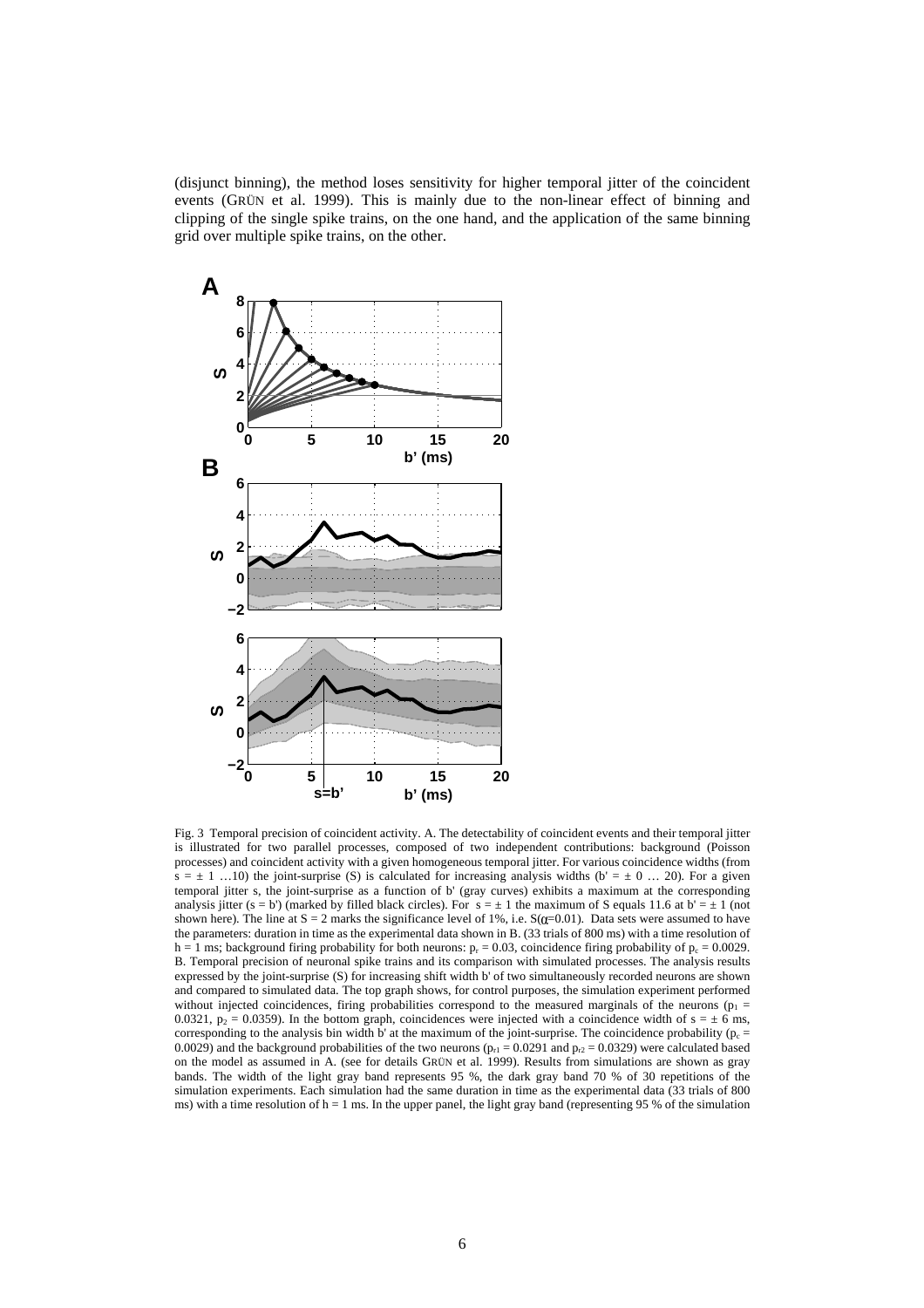(disjunct binning), the method loses sensitivity for higher temporal jitter of the coincident events (GRÜN et al. 1999). This is mainly due to the non-linear effect of binning and clipping of the single spike trains, on the one hand, and the application of the same binning grid over multiple spike trains, on the other.

Fig. 3 Temporal precision of coincident activity. A. The detectability of coincident events and their temporal jitter is illustrated for two parallel processes, composed of two independent contributions: background (Poisson processes) and coincident activity with a given homogeneous temporal jitter. For various coincidence widths (from $s = \pm 1 \ldots 10$) the joint-surprise (S) is calculated for increasing analysis widths ($b' = \pm 0 \ldots 20$). For a given temporal jitter s, the joint-surprise as a function of b' (gray curves) exhibits a maximum at the corresponding analysis jitter ($s = b'$) (marked by filled black circles). For $s = \pm 1$ the maximum of S equals 11.6 at $b' = \pm 1$ (not shown here). The line at $S = 2$ marks the significance level of 1%, i.e. $S(\alpha=0.01)$. Data sets were assumed to have the parameters: duration in time as the experimental data shown in B. (33 trials of 800 ms) with a time resolution of $h = 1$ ms; background firing probability for both neurons: $p_r = 0.03$, coincidence firing probability of $p_c = 0.0029$. B. Temporal precision of neuronal spike trains and its comparison with simulated processes. The analysis results expressed by the joint-surprise (S) for increasing shift width b' of two simultaneously recorded neurons are shown and compared to simulated data. The top graph shows, for control purposes, the simulation experiment performed without injected coincidences, firing probabilities correspond to the measured marginals of the neurons ($p_1 = 0.0321$, $p_2 = 0.0359$). In the bottom graph, coincidences were injected with a coincidence width of $s = \pm 6$ ms, corresponding to the analysis bin width b' at the maximum of the joint-surprise. The coincidence probability ($p_c = 0.0029$) and the background probabilities of the two neurons ($p_{r1} = 0.0291$ and $p_{r2} = 0.0329$) were calculated based on the model as assumed in A. (see for details GRÜN et al. 1999). Results from simulations are shown as gray bands. The width of the light gray band represents 95 %, the dark gray band 70 % of 30 repetitions of the simulation experiments. Each simulation had the same duration in time as the experimental data (33 trials of 800 ms) with a time resolution of $h = 1$ ms. In the upper panel, the light gray band (representing 95 % of the simulation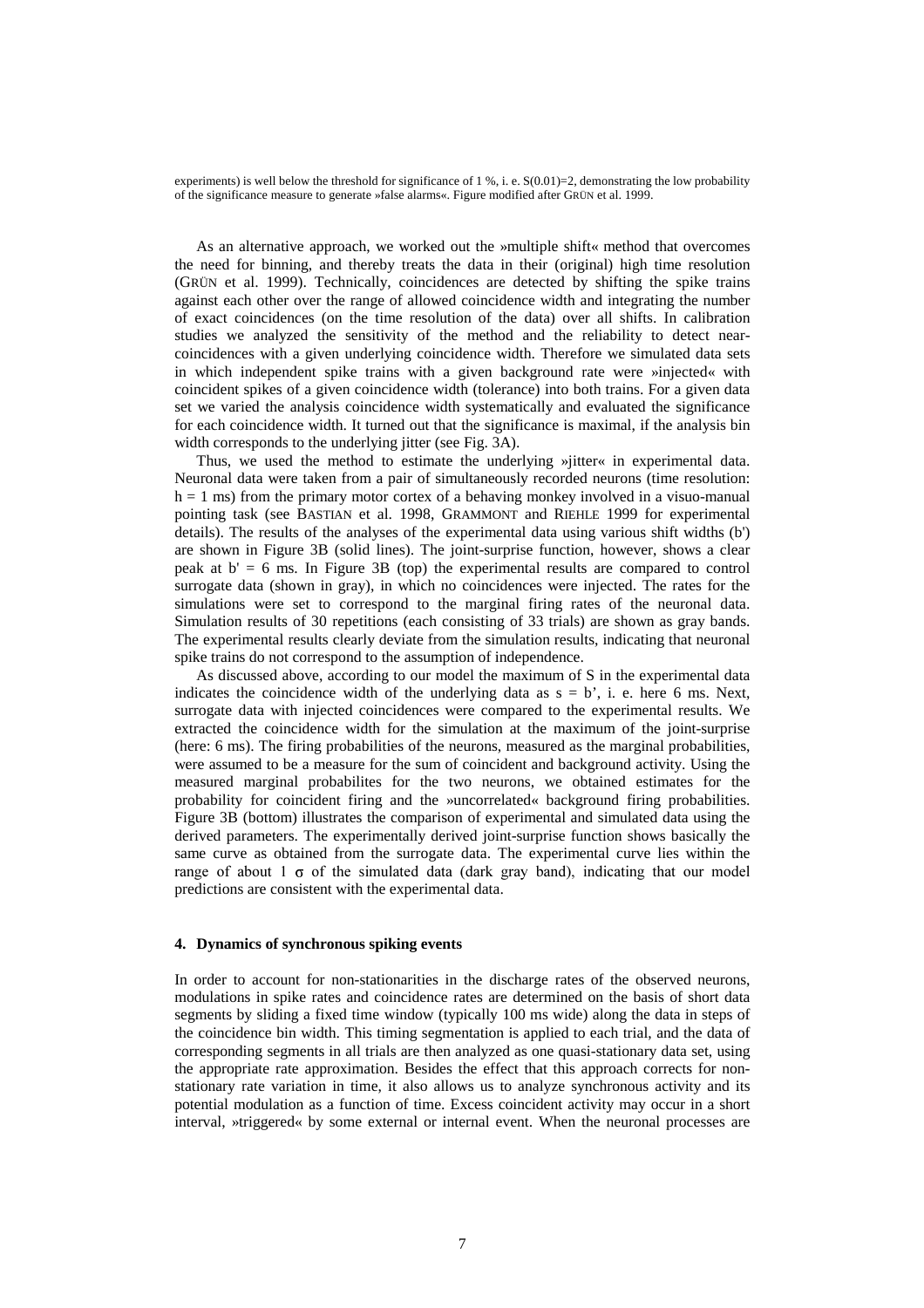experiments) is well below the threshold for significance of 1 %, i. e. S(0.01)=2, demonstrating the low probability of the significance measure to generate »false alarms«. Figure modified after GRÜN et al. 1999.

As an alternative approach, we worked out the »multiple shift« method that overcomes the need for binning, and thereby treats the data in their (original) high time resolution (GRÜN et al. 1999). Technically, coincidences are detected by shifting the spike trains against each other over the range of allowed coincidence width and integrating the number of exact coincidences (on the time resolution of the data) over all shifts. In calibration studies we analyzed the sensitivity of the method and the reliability to detect near-coincidences with a given underlying coincidence width. Therefore we simulated data sets in which independent spike trains with a given background rate were »injected« with coincident spikes of a given coincidence width (tolerance) into both trains. For a given data set we varied the analysis coincidence width systematically and evaluated the significance for each coincidence width. It turned out that the significance is maximal, if the analysis bin width corresponds to the underlying jitter (see Fig. 3A).

Thus, we used the method to estimate the underlying »jitter« in experimental data. Neuronal data were taken from a pair of simultaneously recorded neurons (time resolution: $h = 1$ ms) from the primary motor cortex of a behaving monkey involved in a visuo-manual pointing task (see BASTIAN et al. 1998, GRAMMONT and RIEHLE 1999 for experimental details). The results of the analyses of the experimental data using various shift widths (b') are shown in Figure 3B (solid lines). The joint-surprise function, however, shows a clear peak at $b' = 6$ ms. In Figure 3B (top) the experimental results are compared to control surrogate data (shown in gray), in which no coincidences were injected. The rates for the simulations were set to correspond to the marginal firing rates of the neuronal data. Simulation results of 30 repetitions (each consisting of 33 trials) are shown as gray bands. The experimental results clearly deviate from the simulation results, indicating that neuronal spike trains do not correspond to the assumption of independence.

As discussed above, according to our model the maximum of S in the experimental data indicates the coincidence width of the underlying data as $s = b'$, i. e. here 6 ms. Next, surrogate data with injected coincidences were compared to the experimental results. We extracted the coincidence width for the simulation at the maximum of the joint-surprise (here: 6 ms). The firing probabilities of the neurons, measured as the marginal probabilities, were assumed to be a measure for the sum of coincident and background activity. Using the measured marginal probabilites for the two neurons, we obtained estimates for the probability for coincident firing and the »uncorrelated« background firing probabilities. Figure 3B (bottom) illustrates the comparison of experimental and simulated data using the derived parameters. The experimentally derived joint-surprise function shows basically the same curve as obtained from the surrogate data. The experimental curve lies within the range of about 1 $\sigma$ of the simulated data (dark gray band), indicating that our model predictions are consistent with the experimental data.

### 4. Dynamics of synchronous spiking events

In order to account for non-stationarities in the discharge rates of the observed neurons, modulations in spike rates and coincidence rates are determined on the basis of short data segments by sliding a fixed time window (typically 100 ms wide) along the data in steps of the coincidence bin width. This timing segmentation is applied to each trial, and the data of corresponding segments in all trials are then analyzed as one quasi-stationary data set, using the appropriate rate approximation. Besides the effect that this approach corrects for non-stationary rate variation in time, it also allows us to analyze synchronous activity and its potential modulation as a function of time. Excess coincident activity may occur in a short interval, »triggered« by some external or internal event. When the neuronal processes are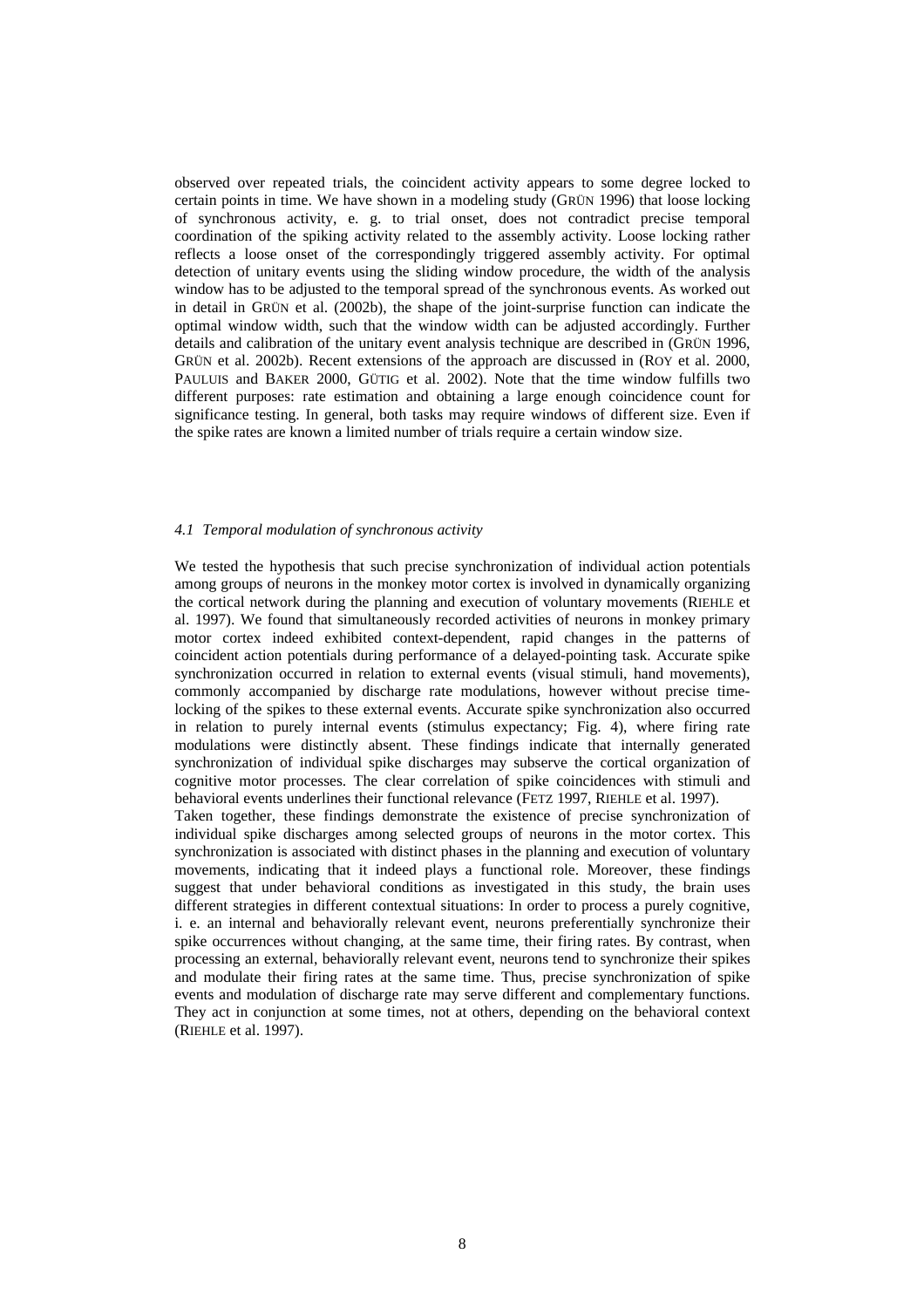observed over repeated trials, the coincident activity appears to some degree locked to certain points in time. We have shown in a modeling study (GRÜN 1996) that loose locking of synchronous activity, e. g. to trial onset, does not contradict precise temporal coordination of the spiking activity related to the assembly activity. Loose locking rather reflects a loose onset of the correspondingly triggered assembly activity. For optimal detection of unitary events using the sliding window procedure, the width of the analysis window has to be adjusted to the temporal spread of the synchronous events. As worked out in detail in GRÜN et al. (2002b), the shape of the joint-surprise function can indicate the optimal window width, such that the window width can be adjusted accordingly. Further details and calibration of the unitary event analysis technique are described in (GRÜN 1996, GRÜN et al. 2002b). Recent extensions of the approach are discussed in (ROY et al. 2000, PAULUIS and BAKER 2000, GÜTIG et al. 2002). Note that the time window fulfills two different purposes: rate estimation and obtaining a large enough coincidence count for significance testing. In general, both tasks may require windows of different size. Even if the spike rates are known a limited number of trials require a certain window size.

### *4.1 Temporal modulation of synchronous activity*

We tested the hypothesis that such precise synchronization of individual action potentials among groups of neurons in the monkey motor cortex is involved in dynamically organizing the cortical network during the planning and execution of voluntary movements (RIEHLE et al. 1997). We found that simultaneously recorded activities of neurons in monkey primary motor cortex indeed exhibited context-dependent, rapid changes in the patterns of coincident action potentials during performance of a delayed-pointing task. Accurate spike synchronization occurred in relation to external events (visual stimuli, hand movements), commonly accompanied by discharge rate modulations, however without precise time-locking of the spikes to these external events. Accurate spike synchronization also occurred in relation to purely internal events (stimulus expectancy; Fig. 4), where firing rate modulations were distinctly absent. These findings indicate that internally generated synchronization of individual spike discharges may subserve the cortical organization of cognitive motor processes. The clear correlation of spike coincidences with stimuli and behavioral events underlines their functional relevance (FETZ 1997, RIEHLE et al. 1997).

Taken together, these findings demonstrate the existence of precise synchronization of individual spike discharges among selected groups of neurons in the motor cortex. This synchronization is associated with distinct phases in the planning and execution of voluntary movements, indicating that it indeed plays a functional role. Moreover, these findings suggest that under behavioral conditions as investigated in this study, the brain uses different strategies in different contextual situations: In order to process a purely cognitive, i. e. an internal and behaviorally relevant event, neurons preferentially synchronize their spike occurrences without changing, at the same time, their firing rates. By contrast, when processing an external, behaviorally relevant event, neurons tend to synchronize their spikes and modulate their firing rates at the same time. Thus, precise synchronization of spike events and modulation of discharge rate may serve different and complementary functions. They act in conjunction at some times, not at others, depending on the behavioral context (RIEHLE et al. 1997).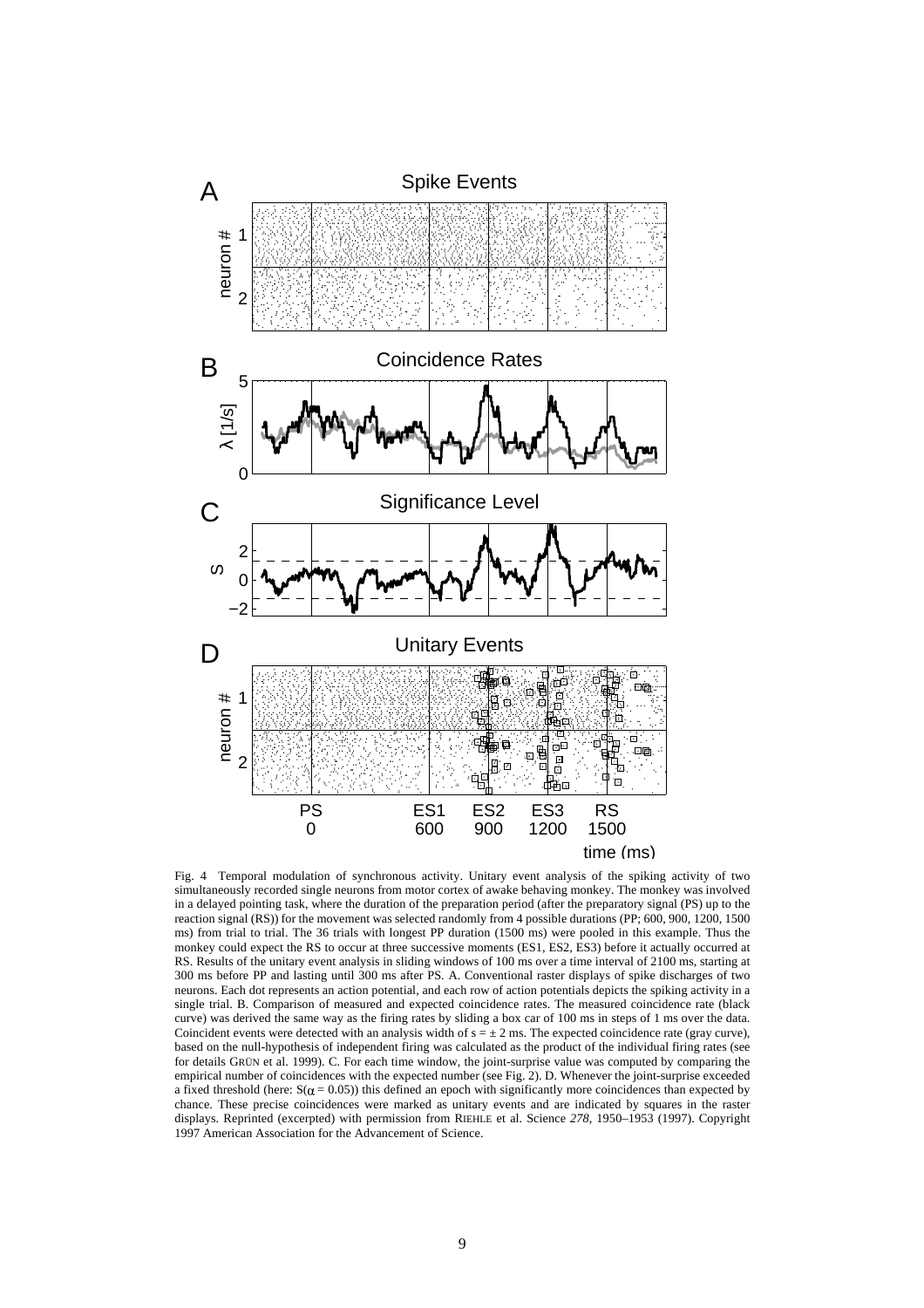Fig. 4 Temporal modulation of synchronous activity. Unitary event analysis of the spiking activity of two simultaneously recorded single neurons from motor cortex of awake behaving monkey. The monkey was involved in a delayed pointing task, where the duration of the preparation period (after the preparatory signal (PS) up to the reaction signal (RS)) for the movement was selected randomly from 4 possible durations (PP; 600, 900, 1200, 1500 ms) from trial to trial. The 36 trials with longest PP duration (1500 ms) were pooled in this example. Thus the monkey could expect the RS to occur at three successive moments (ES1, ES2, ES3) before it actually occurred at RS. Results of the unitary event analysis in sliding windows of 100 ms over a time interval of 2100 ms, starting at 300 ms before PP and lasting until 300 ms after PS. A. Conventional raster displays of spike discharges of two neurons. Each dot represents an action potential, and each row of action potentials depicts the spiking activity in a single trial. B. Comparison of measured and expected coincidence rates. The measured coincidence rate (black curve) was derived the same way as the firing rates by sliding a box car of 100 ms in steps of 1 ms over the data. Coincident events were detected with an analysis width of $s = \pm 2$ ms. The expected coincidence rate (gray curve), based on the null-hypothesis of independent firing was calculated as the product of the individual firing rates (see for details GRÜN et al. 1999). C. For each time window, the joint-surprise value was computed by comparing the empirical number of coincidences with the expected number (see Fig. 2). D. Whenever the joint-surprise exceeded a fixed threshold (here: $S(\alpha = 0.05)$) this defined an epoch with significantly more coincidences than expected by chance. These precise coincidences were marked as unitary events and are indicated by squares in the raster displays. Reprinted (excerpted) with permission from RIEHLE et al. Science *278*, 1950–1953 (1997). Copyright 1997 American Association for the Advancement of Science.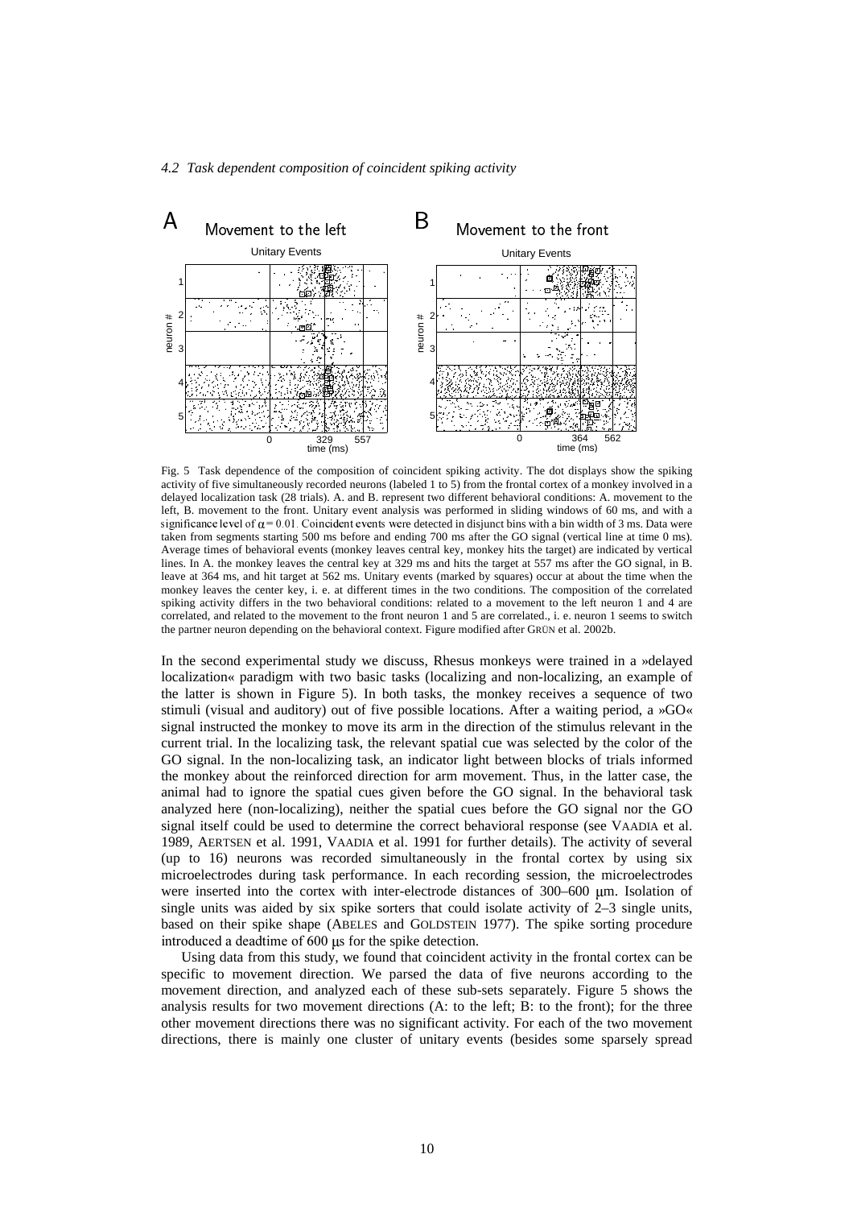*4.2 Task dependent composition of coincident spiking activity*

Fig. 5 Task dependence of the composition of coincident spiking activity. The dot displays show the spiking activity of five simultaneously recorded neurons (labeled 1 to 5) from the frontal cortex of a monkey involved in a delayed localization task (28 trials). A. and B. represent two different behavioral conditions: A. movement to the left, B. movement to the front. Unitary event analysis was performed in sliding windows of 60 ms, and with a significance level of $\alpha = 0.01$. Coincident events were detected in disjunct bins with a bin width of 3 ms. Data were taken from segments starting 500 ms before and ending 700 ms after the GO signal (vertical line at time 0 ms). Average times of behavioral events (monkey leaves central key, monkey hits the target) are indicated by vertical lines. In A. the monkey leaves the central key at 329 ms and hits the target at 557 ms after the GO signal, in B. leave at 364 ms, and hit target at 562 ms. Unitary events (marked by squares) occur at about the time when the monkey leaves the center key, i. e. at different times in the two conditions. The composition of the correlated spiking activity differs in the two behavioral conditions: related to a movement to the left neuron 1 and 4 are correlated, and related to the movement to the front neuron 1 and 5 are correlated., i. e. neuron 1 seems to switch the partner neuron depending on the behavioral context. Figure modified after GRÜN et al. 2002b.

In the second experimental study we discuss, Rhesus monkeys were trained in a »delayed localization« paradigm with two basic tasks (localizing and non-localizing, an example of the latter is shown in Figure 5). In both tasks, the monkey receives a sequence of two stimuli (visual and auditory) out of five possible locations. After a waiting period, a »GO« signal instructed the monkey to move its arm in the direction of the stimulus relevant in the current trial. In the localizing task, the relevant spatial cue was selected by the color of the GO signal. In the non-localizing task, an indicator light between blocks of trials informed the monkey about the reinforced direction for arm movement. Thus, in the latter case, the animal had to ignore the spatial cues given before the GO signal. In the behavioral task analyzed here (non-localizing), neither the spatial cues before the GO signal nor the GO signal itself could be used to determine the correct behavioral response (see VAADIA et al. 1989, AERTSEN et al. 1991, VAADIA et al. 1991 for further details). The activity of several (up to 16) neurons was recorded simultaneously in the frontal cortex by using six microelectrodes during task performance. In each recording session, the microelectrodes were inserted into the cortex with inter-electrode distances of 300–600 μm. Isolation of single units was aided by six spike sorters that could isolate activity of 2–3 single units, based on their spike shape (ABELES and GOLDSTEIN 1977). The spike sorting procedure introduced a deadtime of 600 μs for the spike detection.

Using data from this study, we found that coincident activity in the frontal cortex can be specific to movement direction. We parsed the data of five neurons according to the movement direction, and analyzed each of these sub-sets separately. Figure 5 shows the analysis results for two movement directions (A: to the left; B: to the front); for the three other movement directions there was no significant activity. For each of the two movement directions, there is mainly one cluster of unitary events (besides some sparsely spread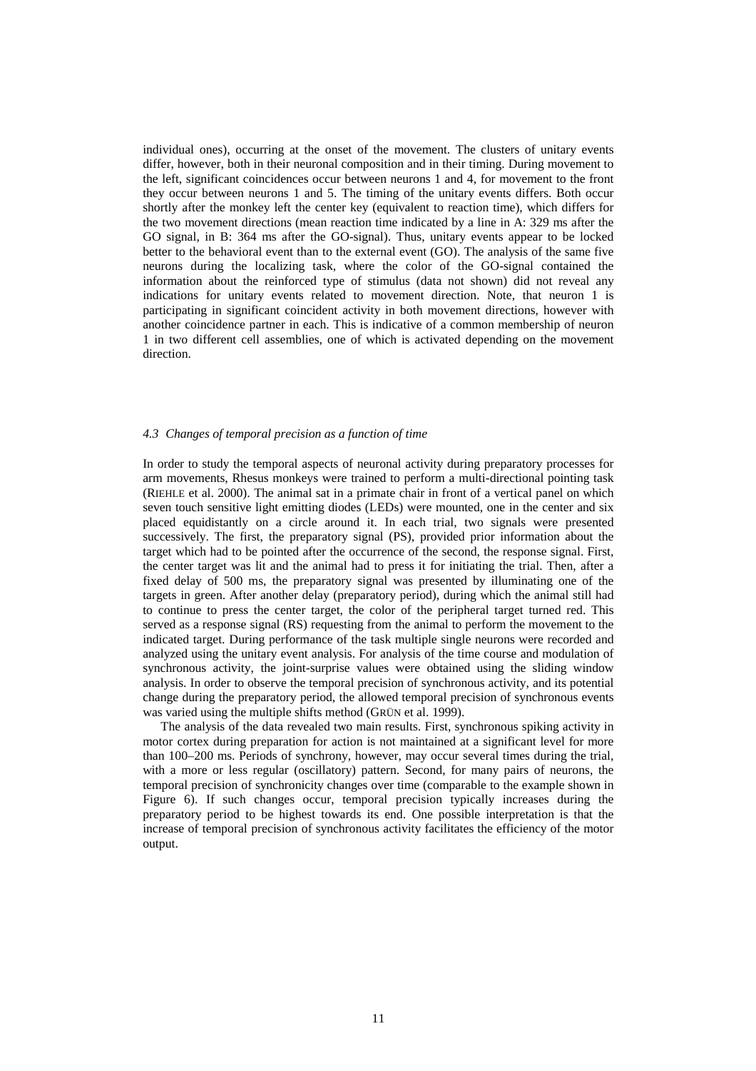individual ones), occurring at the onset of the movement. The clusters of unitary events differ, however, both in their neuronal composition and in their timing. During movement to the left, significant coincidences occur between neurons 1 and 4, for movement to the front they occur between neurons 1 and 5. The timing of the unitary events differs. Both occur shortly after the monkey left the center key (equivalent to reaction time), which differs for the two movement directions (mean reaction time indicated by a line in A: 329 ms after the GO signal, in B: 364 ms after the GO-signal). Thus, unitary events appear to be locked better to the behavioral event than to the external event (GO). The analysis of the same five neurons during the localizing task, where the color of the GO-signal contained the information about the reinforced type of stimulus (data not shown) did not reveal any indications for unitary events related to movement direction. Note, that neuron 1 is participating in significant coincident activity in both movement directions, however with another coincidence partner in each. This is indicative of a common membership of neuron 1 in two different cell assemblies, one of which is activated depending on the movement direction.

### *4.3 Changes of temporal precision as a function of time*

In order to study the temporal aspects of neuronal activity during preparatory processes for arm movements, Rhesus monkeys were trained to perform a multi-directional pointing task (RIEHLE et al. 2000). The animal sat in a primate chair in front of a vertical panel on which seven touch sensitive light emitting diodes (LEDs) were mounted, one in the center and six placed equidistantly on a circle around it. In each trial, two signals were presented successively. The first, the preparatory signal (PS), provided prior information about the target which had to be pointed after the occurrence of the second, the response signal. First, the center target was lit and the animal had to press it for initiating the trial. Then, after a fixed delay of 500 ms, the preparatory signal was presented by illuminating one of the targets in green. After another delay (preparatory period), during which the animal still had to continue to press the center target, the color of the peripheral target turned red. This served as a response signal (RS) requesting from the animal to perform the movement to the indicated target. During performance of the task multiple single neurons were recorded and analyzed using the unitary event analysis. For analysis of the time course and modulation of synchronous activity, the joint-surprise values were obtained using the sliding window analysis. In order to observe the temporal precision of synchronous activity, and its potential change during the preparatory period, the allowed temporal precision of synchronous events was varied using the multiple shifts method (GRÜN et al. 1999).

The analysis of the data revealed two main results. First, synchronous spiking activity in motor cortex during preparation for action is not maintained at a significant level for more than 100–200 ms. Periods of synchrony, however, may occur several times during the trial, with a more or less regular (oscillatory) pattern. Second, for many pairs of neurons, the temporal precision of synchronicity changes over time (comparable to the example shown in Figure 6). If such changes occur, temporal precision typically increases during the preparatory period to be highest towards its end. One possible interpretation is that the increase of temporal precision of synchronous activity facilitates the efficiency of the motor output.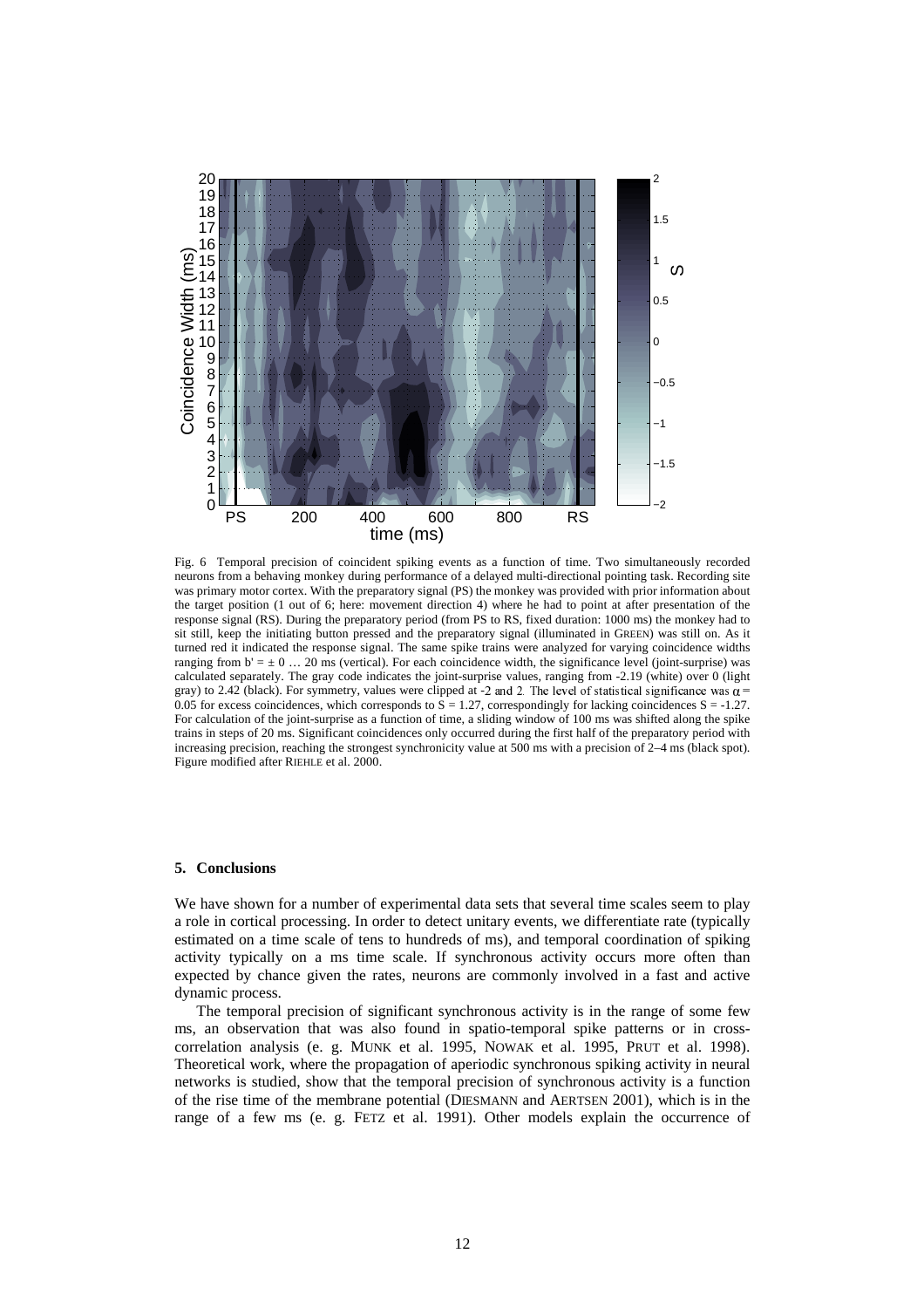Fig. 6 Temporal precision of coincident spiking events as a function of time. Two simultaneously recorded neurons from a behaving monkey during performance of a delayed multi-directional pointing task. Recording site was primary motor cortex. With the preparatory signal (PS) the monkey was provided with prior information about the target position (1 out of 6; here: movement direction 4) where he had to point at after presentation of the response signal (RS). During the preparatory period (from PS to RS, fixed duration: 1000 ms) the monkey had to sit still, keep the initiating button pressed and the preparatory signal (illuminated in GREEN) was still on. As it turned red it indicated the response signal. The same spike trains were analyzed for varying coincidence widths ranging from $b' = \pm 0 \ldots 20$ ms (vertical). For each coincidence width, the significance level (joint-surprise) was calculated separately. The gray code indicates the joint-surprise values, ranging from -2.19 (white) over 0 (light gray) to 2.42 (black). For symmetry, values were clipped at -2 and 2. The level of statistical significance was $\alpha = 0.05$ for excess coincidences, which corresponds to $S = 1.27$, correspondingly for lacking coincidences $S = -1.27$. For calculation of the joint-surprise as a function of time, a sliding window of 100 ms was shifted along the spike trains in steps of 20 ms. Significant coincidences only occurred during the first half of the preparatory period with increasing precision, reaching the strongest synchronicity value at 500 ms with a precision of 2–4 ms (black spot). Figure modified after RIEHLE et al. 2000.

## 5. Conclusions

We have shown for a number of experimental data sets that several time scales seem to play a role in cortical processing. In order to detect unitary events, we differentiate rate (typically estimated on a time scale of tens to hundreds of ms), and temporal coordination of spiking activity typically on a ms time scale. If synchronous activity occurs more often than expected by chance given the rates, neurons are commonly involved in a fast and active dynamic process.

The temporal precision of significant synchronous activity is in the range of some few ms, an observation that was also found in spatio-temporal spike patterns or in cross-correlation analysis (e. g. MUNK et al. 1995, NOWAK et al. 1995, PRUT et al. 1998). Theoretical work, where the propagation of aperiodic synchronous spiking activity in neural networks is studied, show that the temporal precision of synchronous activity is a function of the rise time of the membrane potential (DIESMANN and AERTSEN 2001), which is in the range of a few ms (e. g. FETZ et al. 1991). Other models explain the occurrence of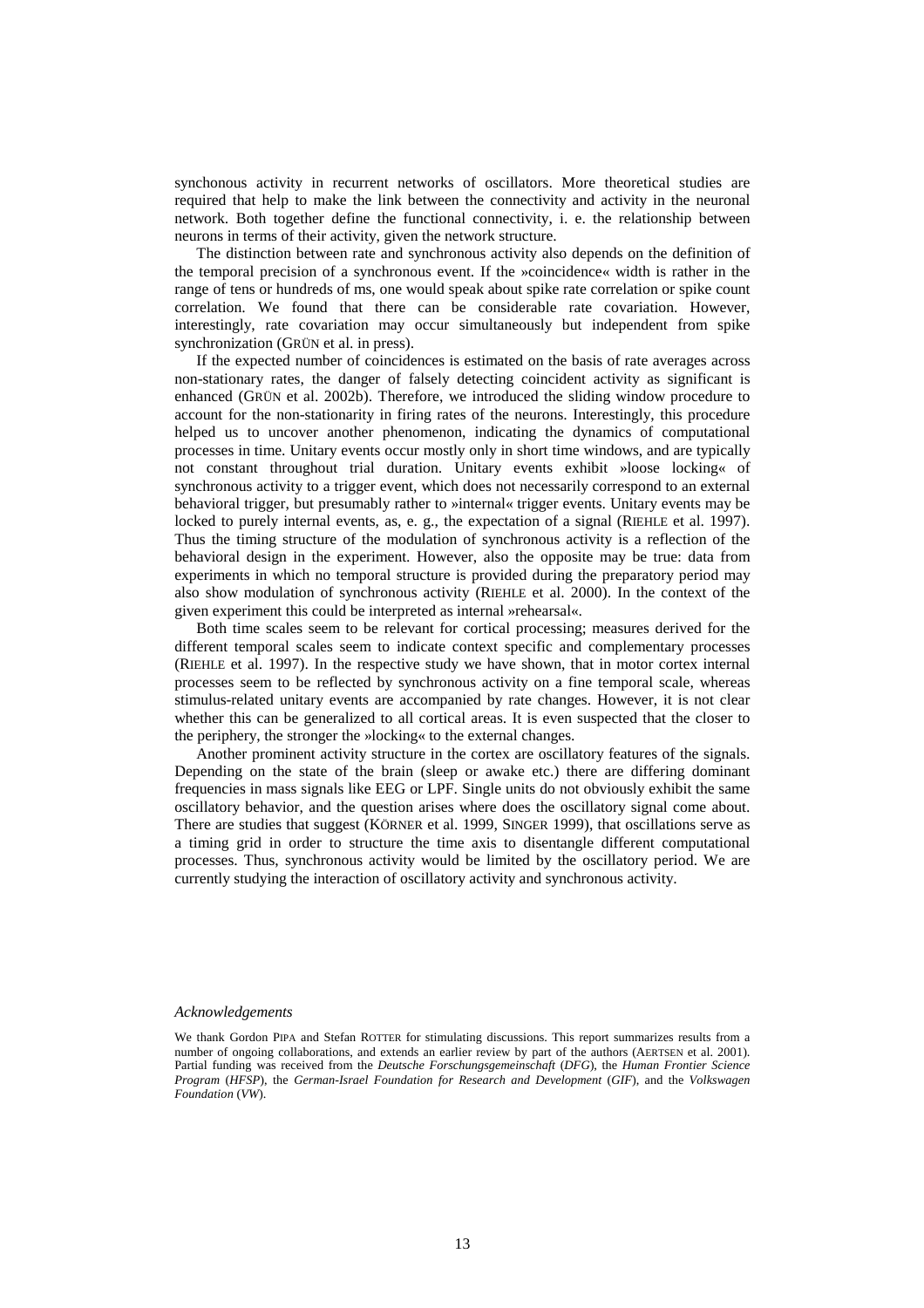synchonous activity in recurrent networks of oscillators. More theoretical studies are required that help to make the link between the connectivity and activity in the neuronal network. Both together define the functional connectivity, i. e. the relationship between neurons in terms of their activity, given the network structure.

The distinction between rate and synchronous activity also depends on the definition of the temporal precision of a synchronous event. If the »coincidence« width is rather in the range of tens or hundreds of ms, one would speak about spike rate correlation or spike count correlation. We found that there can be considerable rate covariation. However, interestingly, rate covariation may occur simultaneously but independent from spike synchronization (GRÜN et al. in press).

If the expected number of coincidences is estimated on the basis of rate averages across non-stationary rates, the danger of falsely detecting coincident activity as significant is enhanced (GRÜN et al. 2002b). Therefore, we introduced the sliding window procedure to account for the non-stationarity in firing rates of the neurons. Interestingly, this procedure helped us to uncover another phenomenon, indicating the dynamics of computational processes in time. Unitary events occur mostly only in short time windows, and are typically not constant throughout trial duration. Unitary events exhibit »loose locking« of synchronous activity to a trigger event, which does not necessarily correspond to an external behavioral trigger, but presumably rather to »internal« trigger events. Unitary events may be locked to purely internal events, as, e. g., the expectation of a signal (RIEHLE et al. 1997). Thus the timing structure of the modulation of synchronous activity is a reflection of the behavioral design in the experiment. However, also the opposite may be true: data from experiments in which no temporal structure is provided during the preparatory period may also show modulation of synchronous activity (RIEHLE et al. 2000). In the context of the given experiment this could be interpreted as internal »rehearsal«.

Both time scales seem to be relevant for cortical processing; measures derived for the different temporal scales seem to indicate context specific and complementary processes (RIEHLE et al. 1997). In the respective study we have shown, that in motor cortex internal processes seem to be reflected by synchronous activity on a fine temporal scale, whereas stimulus-related unitary events are accompanied by rate changes. However, it is not clear whether this can be generalized to all cortical areas. It is even suspected that the closer to the periphery, the stronger the »locking« to the external changes.

Another prominent activity structure in the cortex are oscillatory features of the signals. Depending on the state of the brain (sleep or awake etc.) there are differing dominant frequencies in mass signals like EEG or LPF. Single units do not obviously exhibit the same oscillatory behavior, and the question arises where does the oscillatory signal come about. There are studies that suggest (KÖRNER et al. 1999, SINGER 1999), that oscillations serve as a timing grid in order to structure the time axis to disentangle different computational processes. Thus, synchronous activity would be limited by the oscillatory period. We are currently studying the interaction of oscillatory activity and synchronous activity.

*Acknowledgements*

We thank Gordon PIPA and Stefan ROTTER for stimulating discussions. This report summarizes results from a number of ongoing collaborations, and extends an earlier review by part of the authors (AERTSEN et al. 2001). Partial funding was received from the *Deutsche Forschungsgemeinschaft* (*DFG*), the *Human Frontier Science Program* (*HFSP*), the *German-Israel Foundation for Research and Development* (*GIF*), and the *Volkswagen Foundation* (*VW*).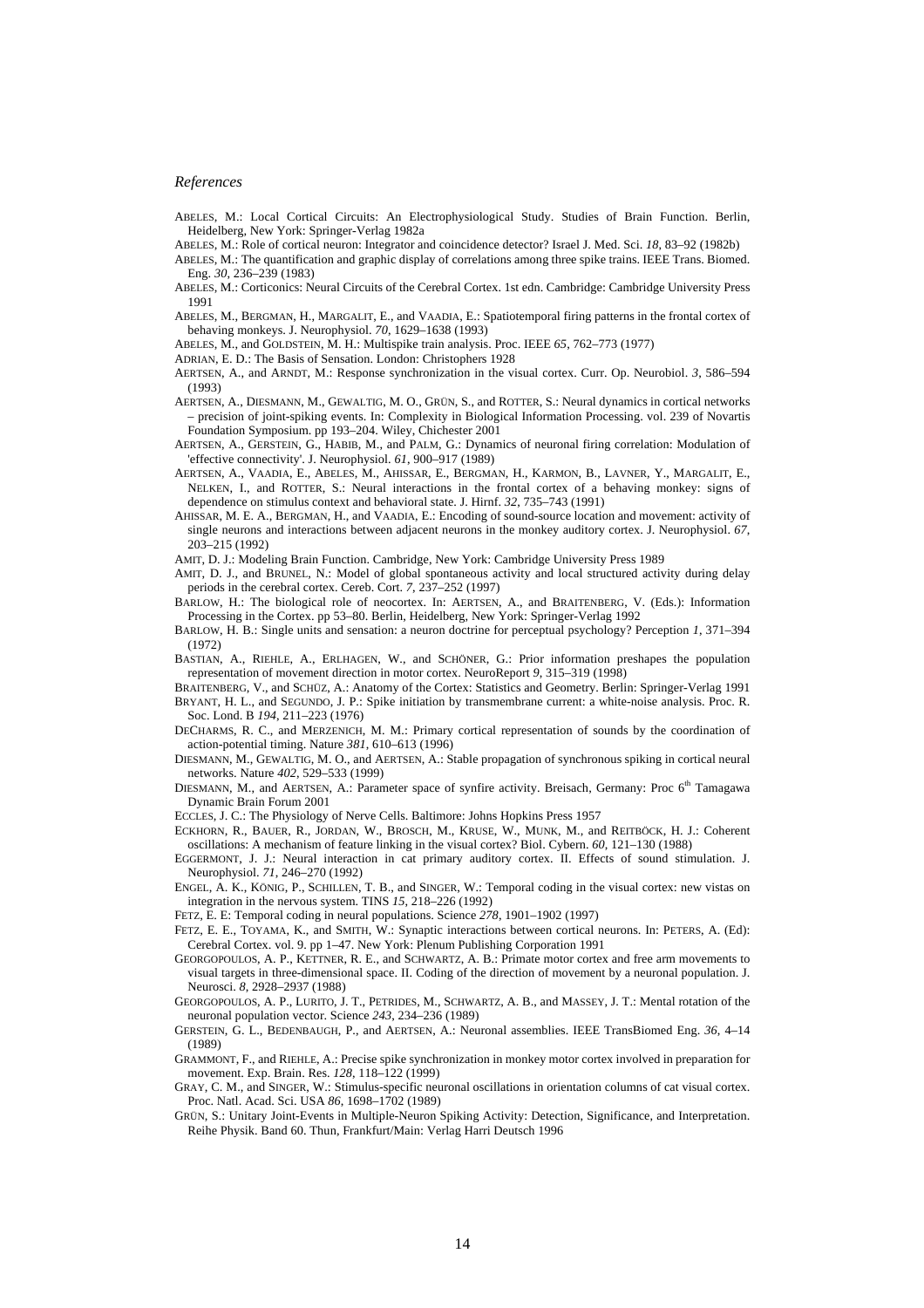*References*

ABELES, M.: Local Cortical Circuits: An Electrophysiological Study. Studies of Brain Function. Berlin, Heidelberg, New York: Springer-Verlag 1982a

ABELES, M.: Role of cortical neuron: Integrator and coincidence detector? Israel J. Med. Sci. *18*, 83–92 (1982b)

ABELES, M.: The quantification and graphic display of correlations among three spike trains. IEEE Trans. Biomed. Eng. *30*, 236–239 (1983)

ABELES, M.: Corticonics: Neural Circuits of the Cerebral Cortex. 1st edn. Cambridge: Cambridge University Press 1991

ABELES, M., BERGMAN, H., MARGALIT, E., and VAADIA, E.: Spatiotemporal firing patterns in the frontal cortex of behaving monkeys. J. Neurophysiol. *70*, 1629–1638 (1993)

ABELES, M., and GOLDSTEIN, M. H.: Multispike train analysis. Proc. IEEE *65*, 762–773 (1977)

ADRIAN, E. D.: The Basis of Sensation. London: Christophers 1928

AERTSEN, A., and ARNDT, M.: Response synchronization in the visual cortex. Curr. Op. Neurobiol. *3*, 586–594 (1993)

AERTSEN, A., DIESMANN, M., GEWALTIG, M. O., GRÜN, S., and ROTTER, S.: Neural dynamics in cortical networks – precision of joint-spiking events. In: Complexity in Biological Information Processing. vol. 239 of Novartis Foundation Symposium. pp 193–204. Wiley, Chichester 2001

AERTSEN, A., GERSTEIN, G., HABIB, M., and PALM, G.: Dynamics of neuronal firing correlation: Modulation of 'effective connectivity'. J. Neurophysiol. *61*, 900–917 (1989)

AERTSEN, A., VAADIA, E., ABELES, M., AHISSAR, E., BERGMAN, H., KARMON, B., LAVNER, Y., MARGALIT, E., NELKEN, I., and ROTTER, S.: Neural interactions in the frontal cortex of a behaving monkey: signs of dependence on stimulus context and behavioral state. J. Hirnf. *32*, 735–743 (1991)

AHISSAR, M. E. A., BERGMAN, H., and VAADIA, E.: Encoding of sound-source location and movement: activity of single neurons and interactions between adjacent neurons in the monkey auditory cortex. J. Neurophysiol. *67*, 203–215 (1992)

AMIT, D. J.: Modeling Brain Function. Cambridge, New York: Cambridge University Press 1989

AMIT, D. J., and BRUNEL, N.: Model of global spontaneous activity and local structured activity during delay periods in the cerebral cortex. Cereb. Cort. *7*, 237–252 (1997)

BARLOW, H.: The biological role of neocortex. In: AERTSEN, A., and BRAITENBERG, V. (Eds.): Information Processing in the Cortex. pp 53–80. Berlin, Heidelberg, New York: Springer-Verlag 1992

BARLOW, H. B.: Single units and sensation: a neuron doctrine for perceptual psychology? Perception *1*, 371–394 (1972)

BASTIAN, A., RIEHLE, A., ERLHAGEN, W., and SCHÖNER, G.: Prior information preshapes the population representation of movement direction in motor cortex. NeuroReport *9*, 315–319 (1998)

BRAITENBERG, V., and SCHÜZ, A.: Anatomy of the Cortex: Statistics and Geometry. Berlin: Springer-Verlag 1991

BRYANT, H. L., and SEGUNDO, J. P.: Spike initiation by transmembrane current: a white-noise analysis. Proc. R. Soc. Lond. B *194*, 211–223 (1976)

DECHARMS, R. C., and MERZENICH, M. M.: Primary cortical representation of sounds by the coordination of action-potential timing. Nature *381*, 610–613 (1996)

DIESMANN, M., GEWALTIG, M. O., and AERTSEN, A.: Stable propagation of synchronous spiking in cortical neural networks. Nature *402*, 529–533 (1999)

DIESMANN, M., and AERTSEN, A.: Parameter space of synfire activity. Breisach, Germany: Proc 6th Tamagawa Dynamic Brain Forum 2001

ECCLES, J. C.: The Physiology of Nerve Cells. Baltimore: Johns Hopkins Press 1957

ECKHORN, R., BAUER, R., JORDAN, W., BROSCH, M., KRUSE, W., MUNK, M., and REITBÖCK, H. J.: Coherent oscillations: A mechanism of feature linking in the visual cortex? Biol. Cybern. *60*, 121–130 (1988)

EGGERMONT, J. J.: Neural interaction in cat primary auditory cortex. II. Effects of sound stimulation. J. Neurophysiol. *71*, 246–270 (1992)

ENGEL, A. K., KÖNIG, P., SCHILLEN, T. B., and SINGER, W.: Temporal coding in the visual cortex: new vistas on integration in the nervous system. TINS *15*, 218–226 (1992)

FETZ, E. E: Temporal coding in neural populations. Science *278*, 1901–1902 (1997)

FETZ, E. E., TOYAMA, K., and SMITH, W.: Synaptic interactions between cortical neurons. In: PETERS, A. (Ed): Cerebral Cortex. vol. 9. pp 1–47. New York: Plenum Publishing Corporation 1991

GEORGOPOULOS, A. P., KETTNER, R. E., and SCHWARTZ, A. B.: Primate motor cortex and free arm movements to visual targets in three-dimensional space. II. Coding of the direction of movement by a neuronal population. J. Neurosci. *8*, 2928–2937 (1988)

GEORGOPOULOS, A. P., LURITO, J. T., PETRIDES, M., SCHWARTZ, A. B., and MASSEY, J. T.: Mental rotation of the neuronal population vector. Science *243*, 234–236 (1989)

GERSTEIN, G. L., BEDENBAUGH, P., and AERTSEN, A.: Neuronal assemblies. IEEE TransBiomed Eng. *36*, 4–14 (1989)

GRAMMONT, F., and RIEHLE, A.: Precise spike synchronization in monkey motor cortex involved in preparation for movement. Exp. Brain. Res. *128*, 118–122 (1999)

GRAY, C. M., and SINGER, W.: Stimulus-specific neuronal oscillations in orientation columns of cat visual cortex. Proc. Natl. Acad. Sci. USA *86*, 1698–1702 (1989)

GRÜN, S.: Unitary Joint-Events in Multiple-Neuron Spiking Activity: Detection, Significance, and Interpretation. Reihe Physik. Band 60. Thun, Frankfurt/Main: Verlag Harri Deutsch 1996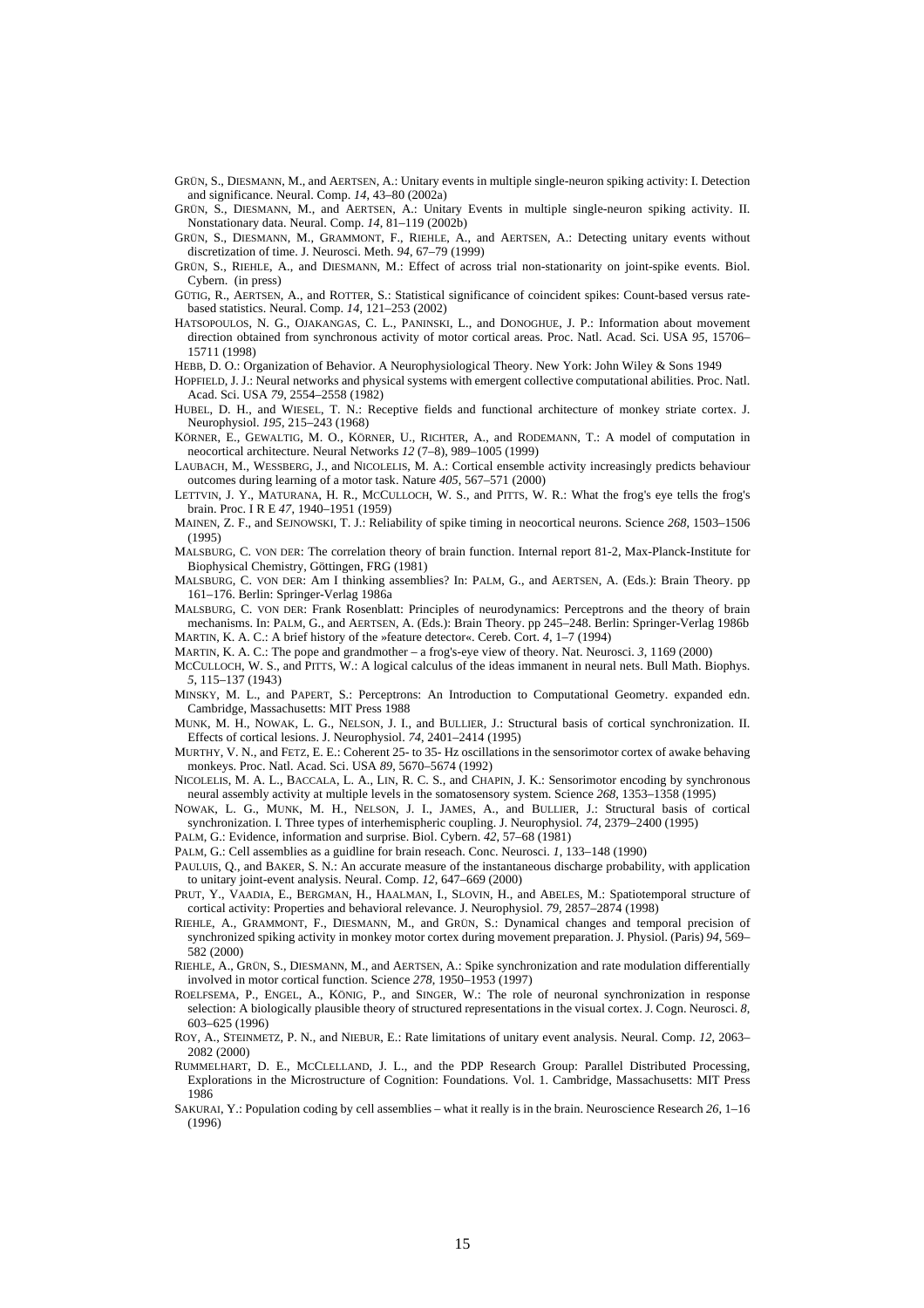GRÜN, S., DIESMANN, M., and AERTSEN, A.: Unitary events in multiple single-neuron spiking activity: I. Detection and significance. Neural. Comp. *14*, 43–80 (2002a)

GRÜN, S., DIESMANN, M., and AERTSEN, A.: Unitary Events in multiple single-neuron spiking activity. II. Nonstationary data. Neural. Comp. *14*, 81–119 (2002b)

GRÜN, S., DIESMANN, M., GRAMMONT, F., RIEHLE, A., and AERTSEN, A.: Detecting unitary events without discretization of time. J. Neurosci. Meth. *94*, 67–79 (1999)

GRÜN, S., RIEHLE, A., and DIESMANN, M.: Effect of across trial non-stationarity on joint-spike events. Biol. Cybern. (in press)

GÜTIG, R., AERTSEN, A., and ROTTER, S.: Statistical significance of coincident spikes: Count-based versus rate-based statistics. Neural. Comp. *14*, 121–253 (2002)

HATSOPOULOS, N. G., OJAKANGAS, C. L., PANINSKI, L., and DONOGHUE, J. P.: Information about movement direction obtained from synchronous activity of motor cortical areas. Proc. Natl. Acad. Sci. USA *95*, 15706–15711 (1998)

HEBB, D. O.: Organization of Behavior. A Neurophysiological Theory. New York: John Wiley & Sons 1949

HOPFIELD, J. J.: Neural networks and physical systems with emergent collective computational abilities. Proc. Natl. Acad. Sci. USA *79*, 2554–2558 (1982)

HUBEL, D. H., and WIESEL, T. N.: Receptive fields and functional architecture of monkey striate cortex. J. Neurophysiol. *195*, 215–243 (1968)

KÖRNER, E., GEWALTIG, M. O., KÖRNER, U., RICHTER, A., and RODEMANN, T.: A model of computation in neocortical architecture. Neural Networks *12* (7–8), 989–1005 (1999)

LAUBACH, M., WESSBERG, J., and NICOLELIS, M. A.: Cortical ensemble activity increasingly predicts behaviour outcomes during learning of a motor task. Nature *405*, 567–571 (2000)

LETTVIN, J. Y., MATURANA, H. R., MCCULLOCH, W. S., and PITTS, W. R.: What the frog's eye tells the frog's brain. Proc. I R E *47*, 1940–1951 (1959)

MAINEN, Z. F., and SEJNOWSKI, T. J.: Reliability of spike timing in neocortical neurons. Science *268*, 1503–1506 (1995)

MALSBURG, C. VON DER: The correlation theory of brain function. Internal report 81-2, Max-Planck-Institute for Biophysical Chemistry, Göttingen, FRG (1981)

MALSBURG, C. VON DER: Am I thinking assemblies? In: PALM, G., and AERTSEN, A. (Eds.): Brain Theory. pp 161–176. Berlin: Springer-Verlag 1986a

MALSBURG, C. VON DER: Frank Rosenblatt: Principles of neurodynamics: Perceptrons and the theory of brain mechanisms. In: PALM, G., and AERTSEN, A. (Eds.): Brain Theory. pp 245–248. Berlin: Springer-Verlag 1986b

MARTIN, K. A. C.: A brief history of the »feature detector«. Cereb. Cort. *4*, 1–7 (1994)

MARTIN, K. A. C.: The pope and grandmother – a frog's-eye view of theory. Nat. Neurosci. *3*, 1169 (2000)

MCCULLOCH, W. S., and PITTS, W.: A logical calculus of the ideas immanent in neural nets. Bull Math. Biophys. *5*, 115–137 (1943)

MINSKY, M. L., and PAPERT, S.: Perceptrons: An Introduction to Computational Geometry. expanded edn. Cambridge, Massachusetts: MIT Press 1988

MUNK, M. H., NOWAK, L. G., NELSON, J. I., and BULLIER, J.: Structural basis of cortical synchronization. II. Effects of cortical lesions. J. Neurophysiol. *74*, 2401–2414 (1995)

MURTHY, V. N., and FETZ, E. E.: Coherent 25- to 35- Hz oscillations in the sensorimotor cortex of awake behaving monkeys. Proc. Natl. Acad. Sci. USA *89*, 5670–5674 (1992)

NICOLELIS, M. A. L., BACCALA, L. A., LIN, R. C. S., and CHAPIN, J. K.: Sensorimotor encoding by synchronous neural assembly activity at multiple levels in the somatosensory system. Science *268*, 1353–1358 (1995)

NOWAK, L. G., MUNK, M. H., NELSON, J. I., JAMES, A., and BULLIER, J.: Structural basis of cortical synchronization. I. Three types of interhemispheric coupling. J. Neurophysiol. *74*, 2379–2400 (1995)

PALM, G.: Evidence, information and surprise. Biol. Cybern. *42*, 57–68 (1981)

PALM, G.: Cell assemblies as a guidline for brain reseach. Conc. Neurosci. *1*, 133–148 (1990)

PAULUIS, Q., and BAKER, S. N.: An accurate measure of the instantaneous discharge probability, with application to unitary joint-event analysis. Neural. Comp. *12*, 647–669 (2000)

PRUT, Y., VAADIA, E., BERGMAN, H., HAALMAN, I., SLOVIN, H., and ABELES, M.: Spatiotemporal structure of cortical activity: Properties and behavioral relevance. J. Neurophysiol. *79*, 2857–2874 (1998)

RIEHLE, A., GRAMMONT, F., DIESMANN, M., and GRÜN, S.: Dynamical changes and temporal precision of synchronized spiking activity in monkey motor cortex during movement preparation. J. Physiol. (Paris) *94*, 569–582 (2000)

RIEHLE, A., GRÜN, S., DIESMANN, M., and AERTSEN, A.: Spike synchronization and rate modulation differentially involved in motor cortical function. Science *278*, 1950–1953 (1997)

ROELFSEMA, P., ENGEL, A., KÖNIG, P., and SINGER, W.: The role of neuronal synchronization in response selection: A biologically plausible theory of structured representations in the visual cortex. J. Cogn. Neurosci. *8*, 603–625 (1996)

ROY, A., STEINMETZ, P. N., and NIEBUR, E.: Rate limitations of unitary event analysis. Neural. Comp. *12*, 2063–2082 (2000)

RUMMELHART, D. E., MCCLELLAND, J. L., and the PDP Research Group: Parallel Distributed Processing, Explorations in the Microstructure of Cognition: Foundations. Vol. 1. Cambridge, Massachusetts: MIT Press 1986

SAKURAI, Y.: Population coding by cell assemblies – what it really is in the brain. Neuroscience Research *26*, 1–16 (1996)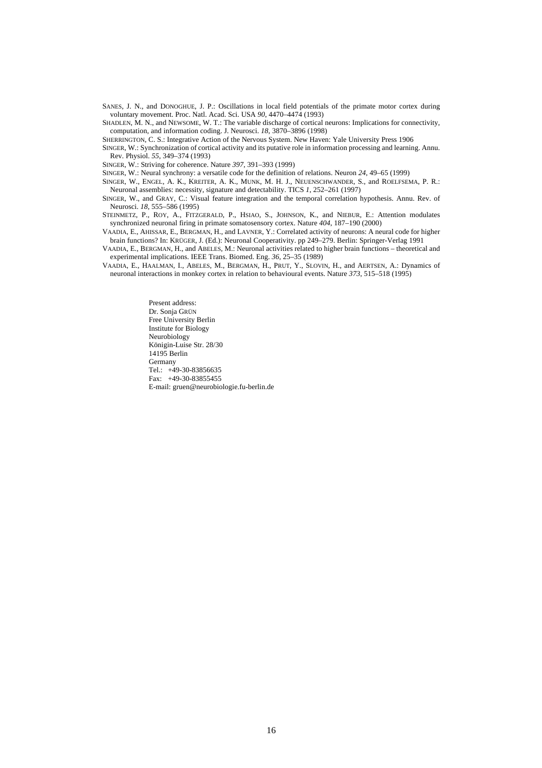SANES, J. N., and DONOGHUE, J. P.: Oscillations in local field potentials of the primate motor cortex during voluntary movement. Proc. Natl. Acad. Sci. USA *90*, 4470–4474 (1993)

SHADLEN, M. N., and NEWSOME, W. T.: The variable discharge of cortical neurons: Implications for connectivity, computation, and information coding. J. Neurosci. *18*, 3870–3896 (1998)

SHERRINGTON, C. S.: Integrative Action of the Nervous System. New Haven: Yale University Press 1906

SINGER, W.: Synchronization of cortical activity and its putative role in information processing and learning. Annu. Rev. Physiol. *55*, 349–374 (1993)

SINGER, W.: Striving for coherence. Nature *397*, 391–393 (1999)

SINGER, W.: Neural synchrony: a versatile code for the definition of relations. Neuron *24*, 49–65 (1999)

SINGER, W., ENGEL, A. K., KREITER, A. K., MUNK, M. H. J., NEUENSCHWANDER, S., and ROELFSEMA, P. R.: Neuronal assemblies: necessity, signature and detectability. TICS *1*, 252–261 (1997)

SINGER, W., and GRAY, C.: Visual feature integration and the temporal correlation hypothesis. Annu. Rev. of Neurosci. *18*, 555–586 (1995)

STEINMETZ, P., ROY, A., FITZGERALD, P., HSIAO, S., JOHNSON, K., and NIEBUR, E.: Attention modulates synchronized neuronal firing in primate somatosensory cortex. Nature *404*, 187–190 (2000)

VAADIA, E., AHISSAR, E., BERGMAN, H., and LAVNER, Y.: Correlated activity of neurons: A neural code for higher brain functions? In: KRÜGER, J. (Ed.): Neuronal Cooperativity. pp 249–279. Berlin: Springer-Verlag 1991

VAADIA, E., BERGMAN, H., and ABELES, M.: Neuronal activities related to higher brain functions – theoretical and experimental implications. IEEE Trans. Biomed. Eng. *36*, 25–35 (1989)

VAADIA, E., HAALMAN, I., ABELES, M., BERGMAN, H., PRUT, Y., SLOVIN, H., and AERTSEN, A.: Dynamics of neuronal interactions in monkey cortex in relation to behavioural events. Nature *373*, 515–518 (1995)

Present address:
Dr. Sonja GRÜN
Free University Berlin
Institute for Biology
Neurobiology
Königin-Luise Str. 28/30
14195 Berlin
Germany
Tel.: +49-30-83856635
Fax: +49-30-83855455
E-mail: gruen@neurobiologie.fu-berlin.de